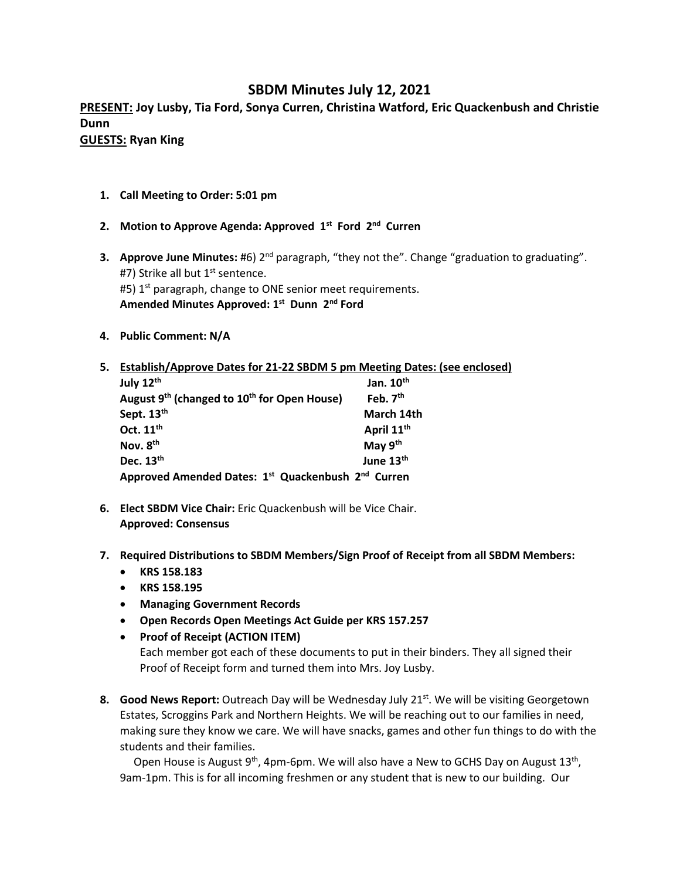# SBDM Minutes July 12, 2021

**PRESENT:** **Joy Lusby, Tia Ford, Sonya Curren, Christina Watford, Eric Quackenbush and Christie Dunn**
**GUESTS:** **Ryan King**

1. **Call Meeting to Order: 5:01 pm**

2. **Motion to Approve Agenda: Approved 1st Ford 2nd Curren**

3. **Approve June Minutes:** #6) 2nd paragraph, "they not the". Change "graduation to graduating".
   #7) Strike all but 1st sentence.
   #5) 1st paragraph, change to ONE senior meet requirements.
   **Amended Minutes Approved: 1st Dunn 2nd Ford**

4. **Public Comment: N/A**

5. **Establish/Approve Dates for 21-22 SBDM 5 pm Meeting Dates: (see enclosed)**

   | | |
   |---|---|
   | **July 12th** | **Jan. 10th** |
   | **August 9th (changed to 10th for Open House)** | **Feb. 7th** |
   | **Sept. 13th** | **March 14th** |
   | **Oct. 11th** | **April 11th** |
   | **Nov. 8th** | **May 9th** |
   | **Dec. 13th** | **June 13th** |

   **Approved Amended Dates: 1st Quackenbush 2nd Curren**

6. **Elect SBDM Vice Chair:** Eric Quackenbush will be Vice Chair.
   **Approved: Consensus**

7. **Required Distributions to SBDM Members/Sign Proof of Receipt from all SBDM Members:**
   - **KRS 158.183**
   - **KRS 158.195**
   - **Managing Government Records**
   - **Open Records Open Meetings Act Guide per KRS 157.257**
   - **Proof of Receipt (ACTION ITEM)**
     Each member got each of these documents to put in their binders. They all signed their Proof of Receipt form and turned them into Mrs. Joy Lusby.

8. **Good News Report:** Outreach Day will be Wednesday July 21st. We will be visiting Georgetown Estates, Scroggins Park and Northern Heights. We will be reaching out to our families in need, making sure they know we care. We will have snacks, games and other fun things to do with the students and their families.

   Open House is August 9th, 4pm-6pm. We will also have a New to GCHS Day on August 13th, 9am-1pm. This is for all incoming freshmen or any student that is new to our building. Our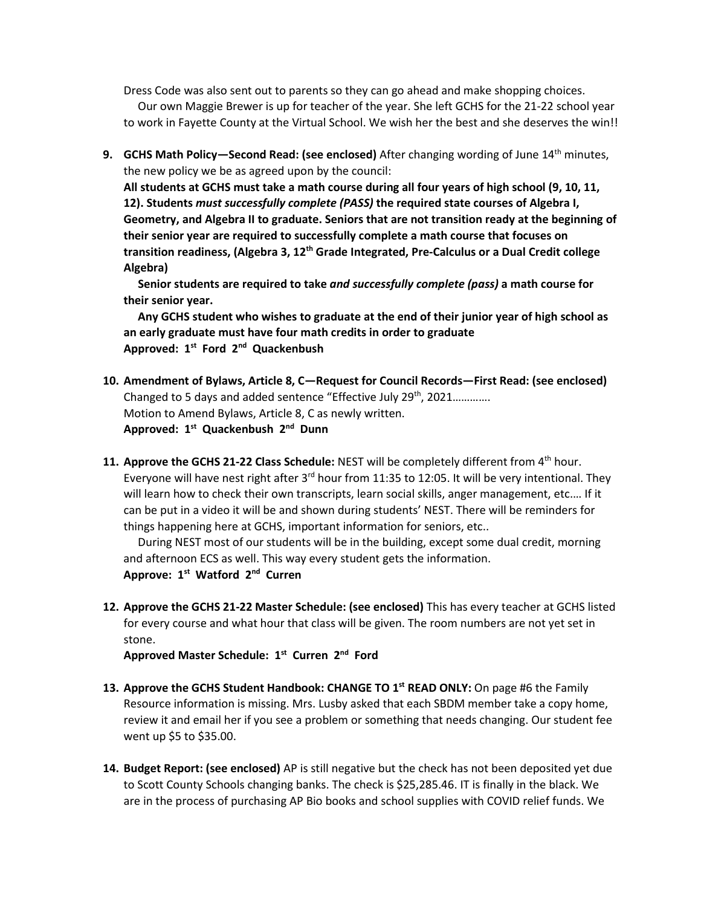Dress Code was also sent out to parents so they can go ahead and make shopping choices.

Our own Maggie Brewer is up for teacher of the year. She left GCHS for the 21-22 school year to work in Fayette County at the Virtual School. We wish her the best and she deserves the win!!

9. **GCHS Math Policy—Second Read: (see enclosed)** After changing wording of June 14th minutes, the new policy we be as agreed upon by the council:

   **All students at GCHS must take a math course during all four years of high school (9, 10, 11, 12). Students *must successfully complete (PASS)* the required state courses of Algebra I, Geometry, and Algebra II to graduate. Seniors that are not transition ready at the beginning of their senior year are required to successfully complete a math course that focuses on transition readiness, (Algebra 3, 12th Grade Integrated, Pre-Calculus or a Dual Credit college Algebra)**

   **Senior students are required to take *and successfully complete (pass)* a math course for their senior year.**

   **Any GCHS student who wishes to graduate at the end of their junior year of high school as an early graduate must have four math credits in order to graduate**

   **Approved: 1st Ford 2nd Quackenbush**

10. **Amendment of Bylaws, Article 8, C—Request for Council Records—First Read: (see enclosed)** Changed to 5 days and added sentence "Effective July 29th, 2021…………. Motion to Amend Bylaws, Article 8, C as newly written.

    **Approved: 1st Quackenbush 2nd Dunn**

11. **Approve the GCHS 21-22 Class Schedule:** NEST will be completely different from 4th hour. Everyone will have nest right after 3rd hour from 11:35 to 12:05. It will be very intentional. They will learn how to check their own transcripts, learn social skills, anger management, etc.… If it can be put in a video it will be and shown during students' NEST. There will be reminders for things happening here at GCHS, important information for seniors, etc..

    During NEST most of our students will be in the building, except some dual credit, morning and afternoon ECS as well. This way every student gets the information.

    **Approve: 1st Watford 2nd Curren**

12. **Approve the GCHS 21-22 Master Schedule: (see enclosed)** This has every teacher at GCHS listed for every course and what hour that class will be given. The room numbers are not yet set in stone.

    **Approved Master Schedule: 1st Curren 2nd Ford**

13. **Approve the GCHS Student Handbook: CHANGE TO 1st READ ONLY:** On page #6 the Family Resource information is missing. Mrs. Lusby asked that each SBDM member take a copy home, review it and email her if you see a problem or something that needs changing. Our student fee went up $5 to $35.00.

14. **Budget Report: (see enclosed)** AP is still negative but the check has not been deposited yet due to Scott County Schools changing banks. The check is $25,285.46. IT is finally in the black. We are in the process of purchasing AP Bio books and school supplies with COVID relief funds. We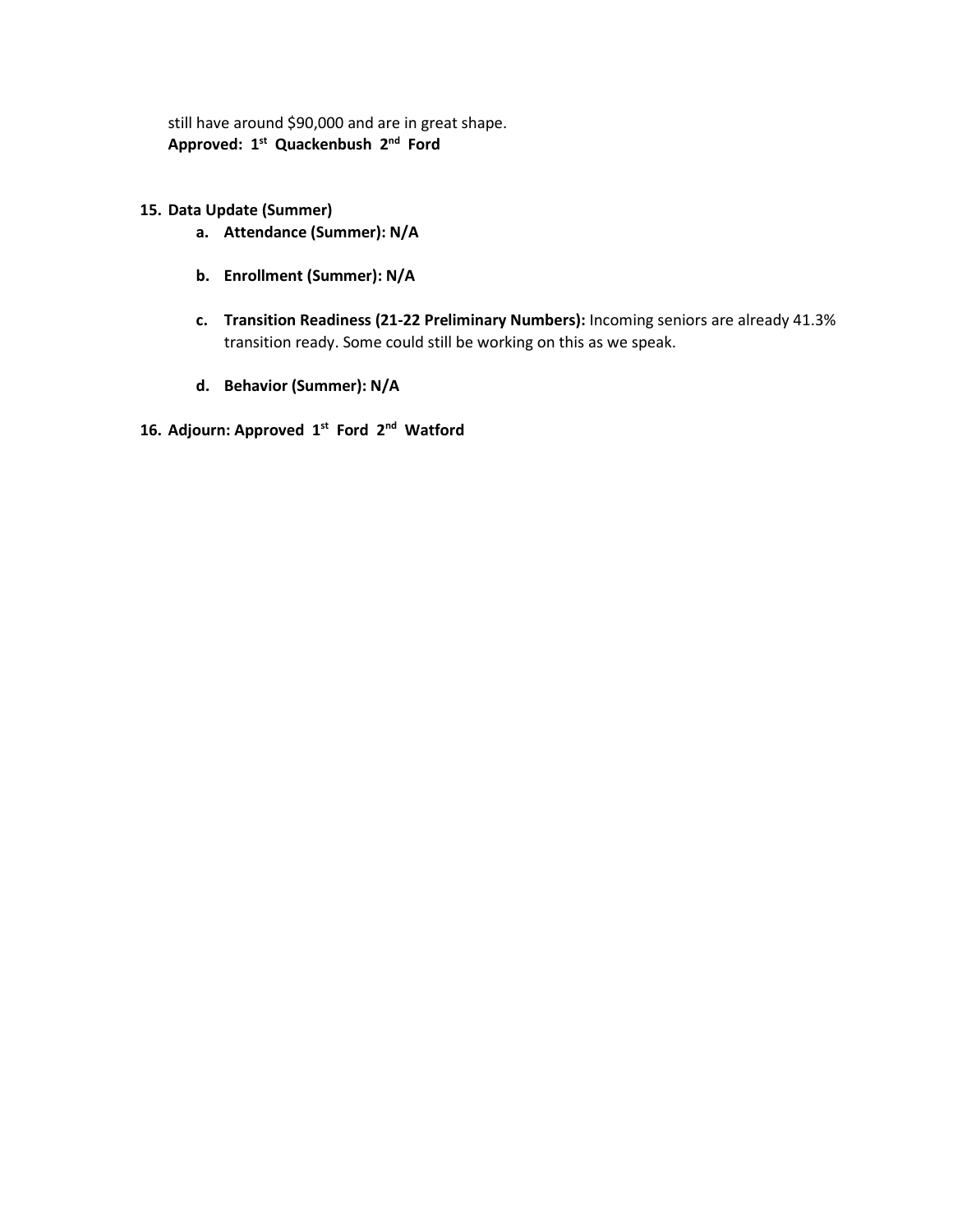still have around $90,000 and are in great shape.
**Approved: 1st Quackenbush 2nd Ford**

15. **Data Update (Summer)**
    a. **Attendance (Summer): N/A**

    b. **Enrollment (Summer): N/A**

    c. **Transition Readiness (21-22 Preliminary Numbers):** Incoming seniors are already 41.3% transition ready. Some could still be working on this as we speak.

    d. **Behavior (Summer): N/A**

16. **Adjourn: Approved 1st Ford 2nd Watford**